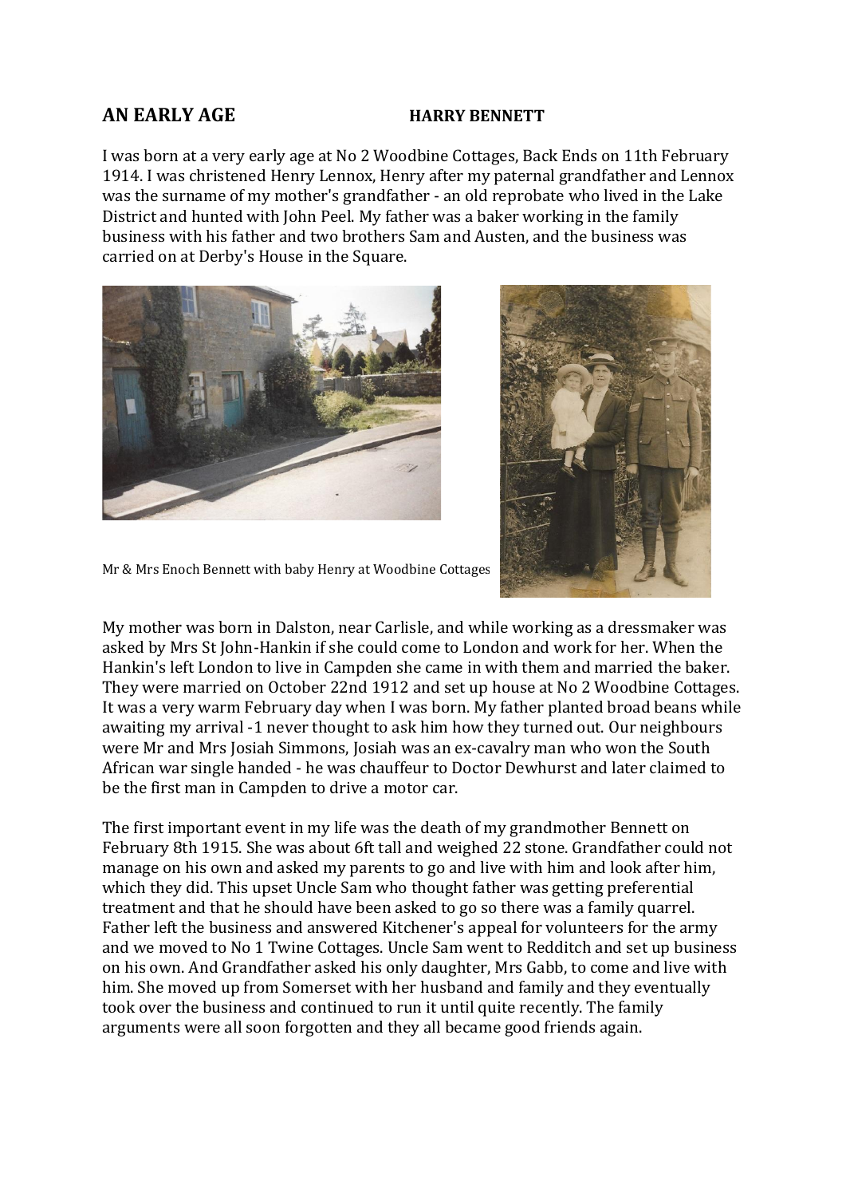# AN EARLY AGE HARRY BENNETT

I was born at a very early age at No 2 Woodbine Cottages, Back Ends on 11th February 1914. I was christened Henry Lennox, Henry after my paternal grandfather and Lennox was the surname of my mother's grandfather - an old reprobate who lived in the Lake District and hunted with John Peel. My father was a baker working in the family business with his father and two brothers Sam and Austen, and the business was carried on at Derby's House in the Square.

Mr & Mrs Enoch Bennett with baby Henry at Woodbine Cottages

My mother was born in Dalston, near Carlisle, and while working as a dressmaker was asked by Mrs St John-Hankin if she could come to London and work for her. When the Hankin's left London to live in Campden she came in with them and married the baker. They were married on October 22nd 1912 and set up house at No 2 Woodbine Cottages. It was a very warm February day when I was born. My father planted broad beans while awaiting my arrival -1 never thought to ask him how they turned out. Our neighbours were Mr and Mrs Josiah Simmons, Josiah was an ex-cavalry man who won the South African war single handed - he was chauffeur to Doctor Dewhurst and later claimed to be the first man in Campden to drive a motor car.

The first important event in my life was the death of my grandmother Bennett on February 8th 1915. She was about 6ft tall and weighed 22 stone. Grandfather could not manage on his own and asked my parents to go and live with him and look after him, which they did. This upset Uncle Sam who thought father was getting preferential treatment and that he should have been asked to go so there was a family quarrel. Father left the business and answered Kitchener's appeal for volunteers for the army and we moved to No 1 Twine Cottages. Uncle Sam went to Redditch and set up business on his own. And Grandfather asked his only daughter, Mrs Gabb, to come and live with him. She moved up from Somerset with her husband and family and they eventually took over the business and continued to run it until quite recently. The family arguments were all soon forgotten and they all became good friends again.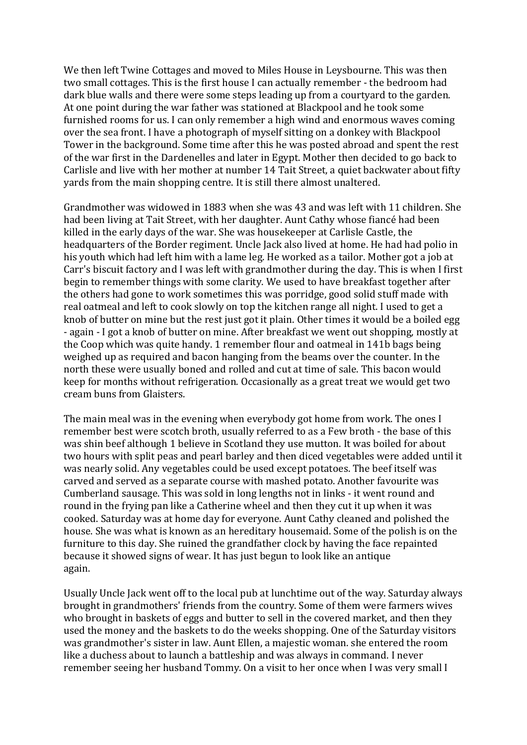We then left Twine Cottages and moved to Miles House in Leysbourne. This was then two small cottages. This is the first house I can actually remember - the bedroom had dark blue walls and there were some steps leading up from a courtyard to the garden. At one point during the war father was stationed at Blackpool and he took some furnished rooms for us. I can only remember a high wind and enormous waves coming over the sea front. I have a photograph of myself sitting on a donkey with Blackpool Tower in the background. Some time after this he was posted abroad and spent the rest of the war first in the Dardenelles and later in Egypt. Mother then decided to go back to Carlisle and live with her mother at number 14 Tait Street, a quiet backwater about fifty yards from the main shopping centre. It is still there almost unaltered.

Grandmother was widowed in 1883 when she was 43 and was left with 11 children. She had been living at Tait Street, with her daughter. Aunt Cathy whose fiancé had been killed in the early days of the war. She was housekeeper at Carlisle Castle, the headquarters of the Border regiment. Uncle Jack also lived at home. He had had polio in his youth which had left him with a lame leg. He worked as a tailor. Mother got a job at Carr's biscuit factory and I was left with grandmother during the day. This is when I first begin to remember things with some clarity. We used to have breakfast together after the others had gone to work sometimes this was porridge, good solid stuff made with real oatmeal and left to cook slowly on top the kitchen range all night. I used to get a knob of butter on mine but the rest just got it plain. Other times it would be a boiled egg - again - I got a knob of butter on mine. After breakfast we went out shopping, mostly at the Coop which was quite handy. 1 remember flour and oatmeal in 141b bags being weighed up as required and bacon hanging from the beams over the counter. In the north these were usually boned and rolled and cut at time of sale. This bacon would keep for months without refrigeration. Occasionally as a great treat we would get two cream buns from Glaisters.

The main meal was in the evening when everybody got home from work. The ones I remember best were scotch broth, usually referred to as a Few broth - the base of this was shin beef although 1 believe in Scotland they use mutton. It was boiled for about two hours with split peas and pearl barley and then diced vegetables were added until it was nearly solid. Any vegetables could be used except potatoes. The beef itself was carved and served as a separate course with mashed potato. Another favourite was Cumberland sausage. This was sold in long lengths not in links - it went round and round in the frying pan like a Catherine wheel and then they cut it up when it was cooked. Saturday was at home day for everyone. Aunt Cathy cleaned and polished the house. She was what is known as an hereditary housemaid. Some of the polish is on the furniture to this day. She ruined the grandfather clock by having the face repainted because it showed signs of wear. It has just begun to look like an antique again.

Usually Uncle Jack went off to the local pub at lunchtime out of the way. Saturday always brought in grandmothers' friends from the country. Some of them were farmers wives who brought in baskets of eggs and butter to sell in the covered market, and then they used the money and the baskets to do the weeks shopping. One of the Saturday visitors was grandmother's sister in law. Aunt Ellen, a majestic woman. she entered the room like a duchess about to launch a battleship and was always in command. I never remember seeing her husband Tommy. On a visit to her once when I was very small I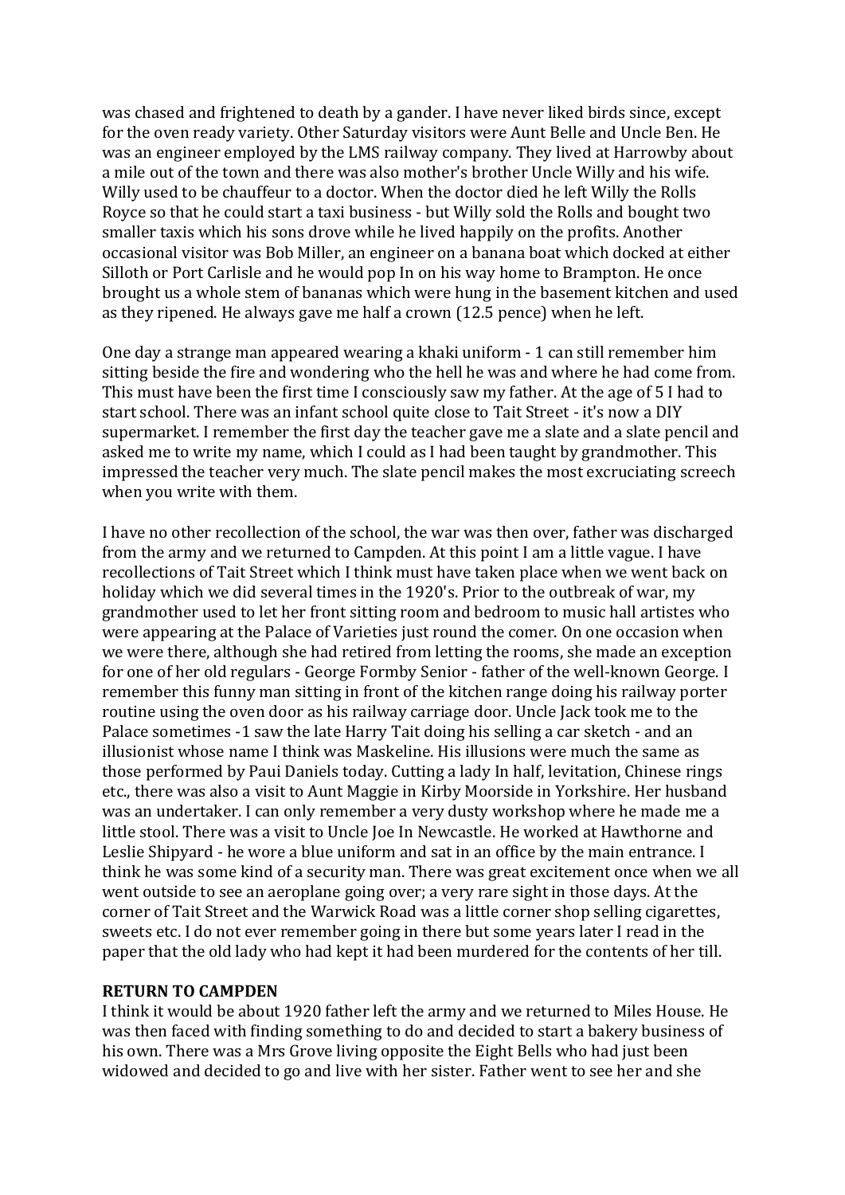was chased and frightened to death by a gander. I have never liked birds since, except for the oven ready variety. Other Saturday visitors were Aunt Belle and Uncle Ben. He was an engineer employed by the LMS railway company. They lived at Harrowby about a mile out of the town and there was also mother's brother Uncle Willy and his wife. Willy used to be chauffeur to a doctor. When the doctor died he left Willy the Rolls Royce so that he could start a taxi business - but Willy sold the Rolls and bought two smaller taxis which his sons drove while he lived happily on the profits. Another occasional visitor was Bob Miller, an engineer on a banana boat which docked at either Silloth or Port Carlisle and he would pop In on his way home to Brampton. He once brought us a whole stem of bananas which were hung in the basement kitchen and used as they ripened. He always gave me half a crown (12.5 pence) when he left.

One day a strange man appeared wearing a khaki uniform - 1 can still remember him sitting beside the fire and wondering who the hell he was and where he had come from. This must have been the first time I consciously saw my father. At the age of 5 I had to start school. There was an infant school quite close to Tait Street - it's now a DIY supermarket. I remember the first day the teacher gave me a slate and a slate pencil and asked me to write my name, which I could as I had been taught by grandmother. This impressed the teacher very much. The slate pencil makes the most excruciating screech when you write with them.

I have no other recollection of the school, the war was then over, father was discharged from the army and we returned to Campden. At this point I am a little vague. I have recollections of Tait Street which I think must have taken place when we went back on holiday which we did several times in the 1920's. Prior to the outbreak of war, my grandmother used to let her front sitting room and bedroom to music hall artistes who were appearing at the Palace of Varieties just round the comer. On one occasion when we were there, although she had retired from letting the rooms, she made an exception for one of her old regulars - George Formby Senior - father of the well-known George. I remember this funny man sitting in front of the kitchen range doing his railway porter routine using the oven door as his railway carriage door. Uncle Jack took me to the Palace sometimes -1 saw the late Harry Tait doing his selling a car sketch - and an illusionist whose name I think was Maskeline. His illusions were much the same as those performed by Paui Daniels today. Cutting a lady In half, levitation, Chinese rings etc., there was also a visit to Aunt Maggie in Kirby Moorside in Yorkshire. Her husband was an undertaker. I can only remember a very dusty workshop where he made me a little stool. There was a visit to Uncle Joe In Newcastle. He worked at Hawthorne and Leslie Shipyard - he wore a blue uniform and sat in an office by the main entrance. I think he was some kind of a security man. There was great excitement once when we all went outside to see an aeroplane going over; a very rare sight in those days. At the corner of Tait Street and the Warwick Road was a little corner shop selling cigarettes, sweets etc. I do not ever remember going in there but some years later I read in the paper that the old lady who had kept it had been murdered for the contents of her till.

**RETURN TO CAMPDEN**

I think it would be about 1920 father left the army and we returned to Miles House. He was then faced with finding something to do and decided to start a bakery business of his own. There was a Mrs Grove living opposite the Eight Bells who had just been widowed and decided to go and live with her sister. Father went to see her and she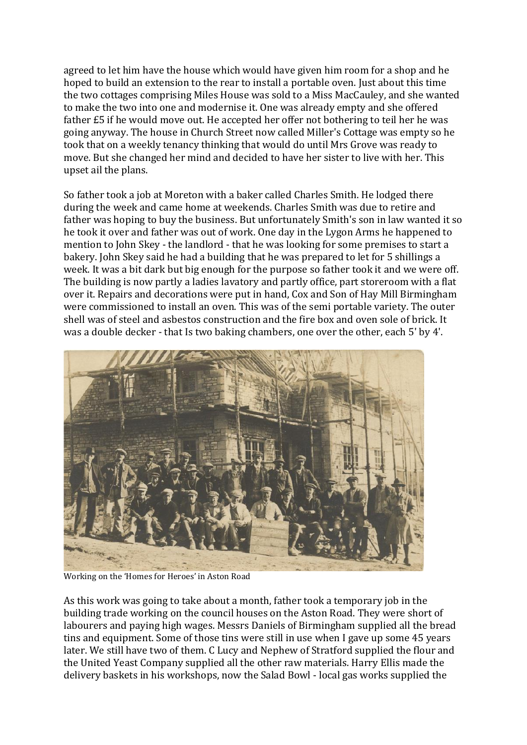agreed to let him have the house which would have given him room for a shop and he hoped to build an extension to the rear to install a portable oven. Just about this time the two cottages comprising Miles House was sold to a Miss MacCauley, and she wanted to make the two into one and modernise it. One was already empty and she offered father £5 if he would move out. He accepted her offer not bothering to teil her he was going anyway. The house in Church Street now called Miller's Cottage was empty so he took that on a weekly tenancy thinking that would do until Mrs Grove was ready to move. But she changed her mind and decided to have her sister to live with her. This upset ail the plans.

So father took a job at Moreton with a baker called Charles Smith. He lodged there during the week and came home at weekends. Charles Smith was due to retire and father was hoping to buy the business. But unfortunately Smith's son in law wanted it so he took it over and father was out of work. One day in the Lygon Arms he happened to mention to John Skey - the landlord - that he was looking for some premises to start a bakery. John Skey said he had a building that he was prepared to let for 5 shillings a week. It was a bit dark but big enough for the purpose so father took it and we were off. The building is now partly a ladies lavatory and partly office, part storeroom with a flat over it. Repairs and decorations were put in hand, Cox and Son of Hay Mill Birmingham were commissioned to install an oven. This was of the semi portable variety. The outer shell was of steel and asbestos construction and the fire box and oven sole of brick. It was a double decker - that Is two baking chambers, one over the other, each 5' by 4'.

Working on the 'Homes for Heroes' in Aston Road

As this work was going to take about a month, father took a temporary job in the building trade working on the council houses on the Aston Road. They were short of labourers and paying high wages. Messrs Daniels of Birmingham supplied all the bread tins and equipment. Some of those tins were still in use when I gave up some 45 years later. We still have two of them. C Lucy and Nephew of Stratford supplied the flour and the United Yeast Company supplied all the other raw materials. Harry Ellis made the delivery baskets in his workshops, now the Salad Bowl - local gas works supplied the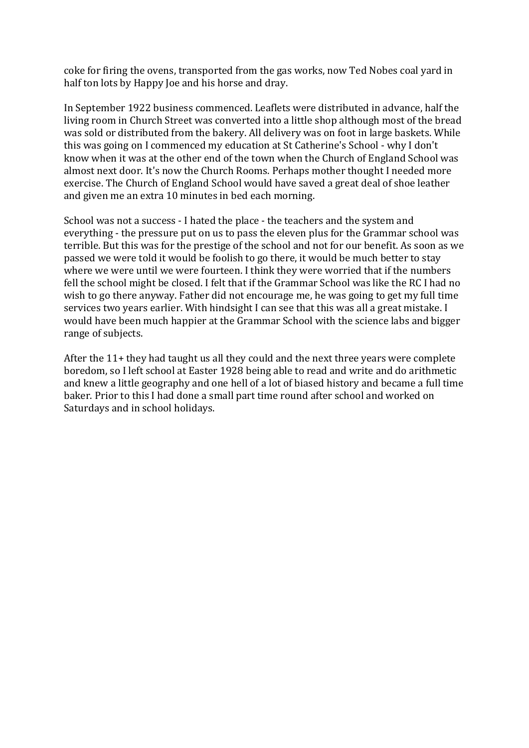coke for firing the ovens, transported from the gas works, now Ted Nobes coal yard in half ton lots by Happy Joe and his horse and dray.

In September 1922 business commenced. Leaflets were distributed in advance, half the living room in Church Street was converted into a little shop although most of the bread was sold or distributed from the bakery. All delivery was on foot in large baskets. While this was going on I commenced my education at St Catherine's School - why I don't know when it was at the other end of the town when the Church of England School was almost next door. It's now the Church Rooms. Perhaps mother thought I needed more exercise. The Church of England School would have saved a great deal of shoe leather and given me an extra 10 minutes in bed each morning.

School was not a success - I hated the place - the teachers and the system and everything - the pressure put on us to pass the eleven plus for the Grammar school was terrible. But this was for the prestige of the school and not for our benefit. As soon as we passed we were told it would be foolish to go there, it would be much better to stay where we were until we were fourteen. I think they were worried that if the numbers fell the school might be closed. I felt that if the Grammar School was like the RC I had no wish to go there anyway. Father did not encourage me, he was going to get my full time services two years earlier. With hindsight I can see that this was all a great mistake. I would have been much happier at the Grammar School with the science labs and bigger range of subjects.

After the 11+ they had taught us all they could and the next three years were complete boredom, so I left school at Easter 1928 being able to read and write and do arithmetic and knew a little geography and one hell of a lot of biased history and became a full time baker. Prior to this I had done a small part time round after school and worked on Saturdays and in school holidays.